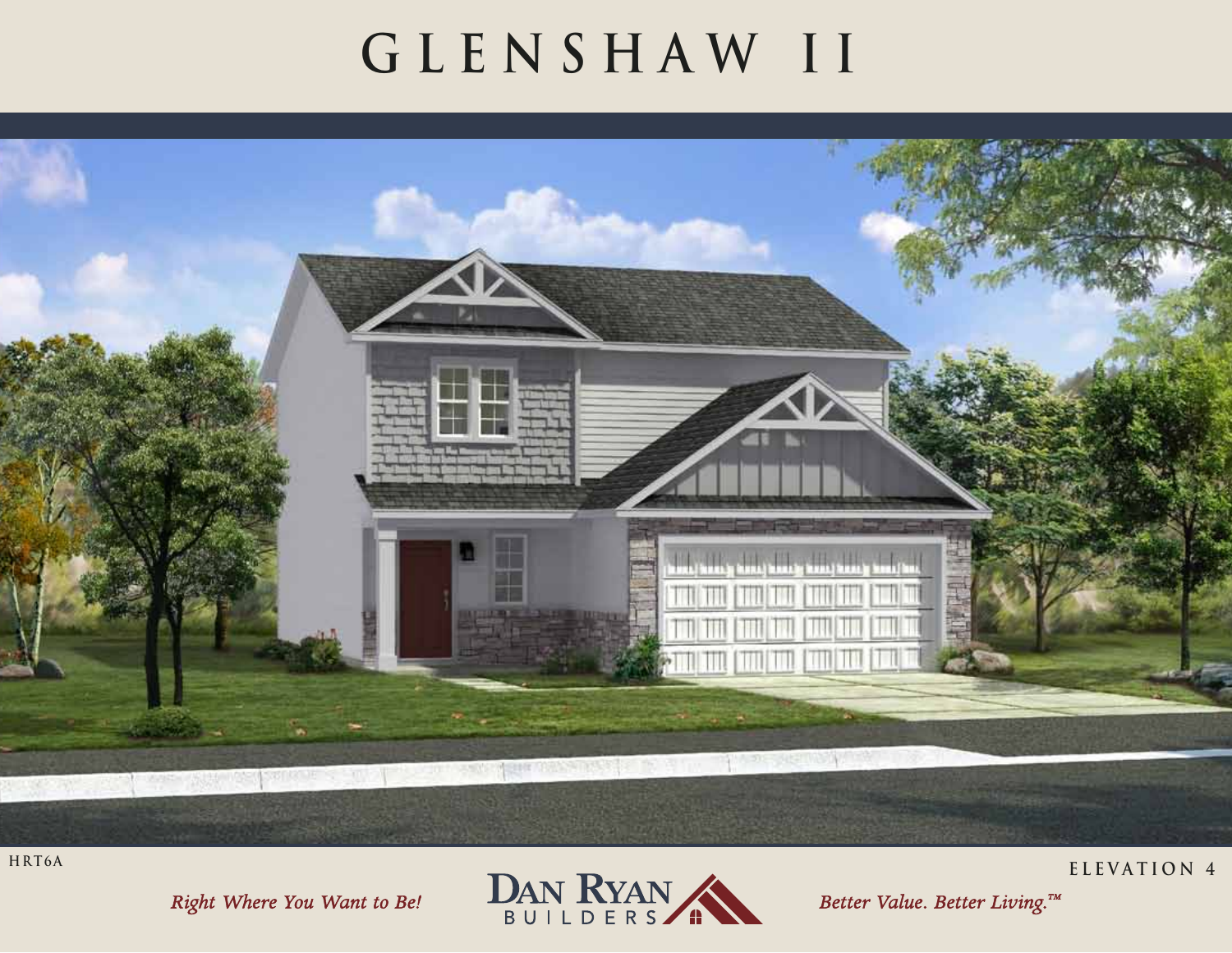# GLENSHAW II

HRT6A

ELEVATION 4

*Right Where You Want to Be!*

DAN RYAN BUILDERS

*Better Value. Better Living.™*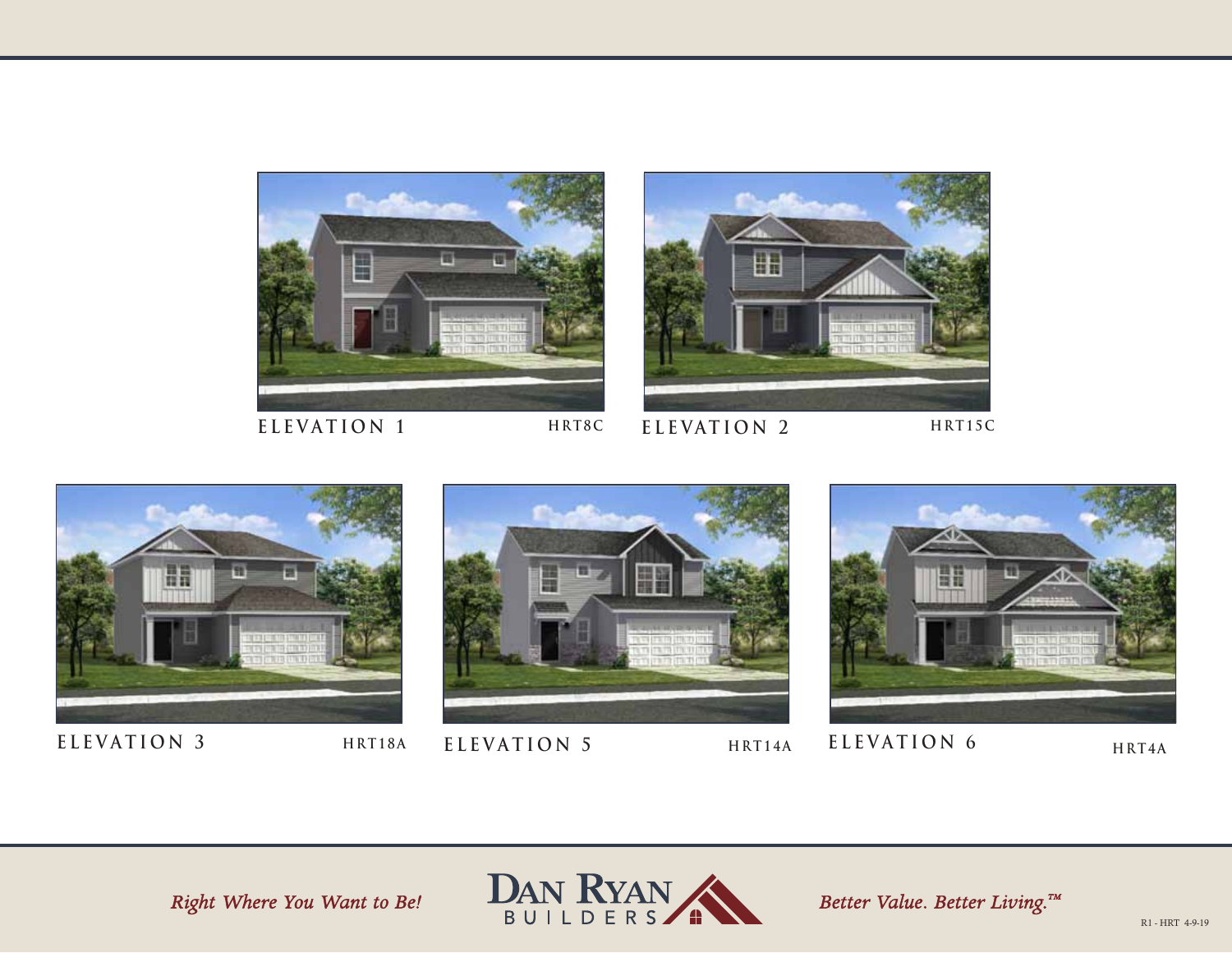ELEVATION 1 HRT8C

ELEVATION 2 HRT15C

ELEVATION 3 HRT18A

ELEVATION 5 HRT14A

ELEVATION 6 HRT4A

*Right Where You Want to Be!*

DAN RYAN BUILDERS

*Better Value. Better Living.™*

R1 - HRT 4-9-19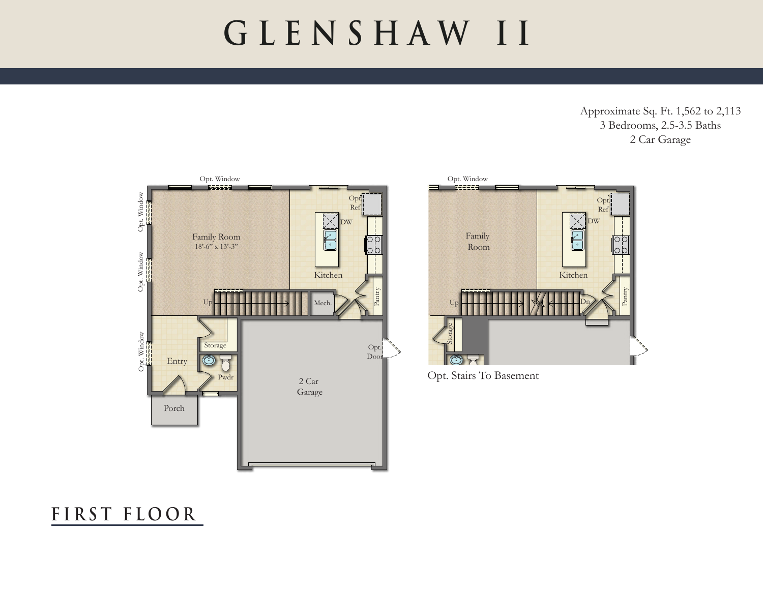# GLENSHAW II

Approximate Sq. Ft. 1,562 to 2,113
3 Bedrooms, 2.5-3.5 Baths
2 Car Garage

Opt. Window

Opt. Window

Opt. Window

Family Room
18'-6" x 13'-3"

Opt. Ref

DW

Kitchen

Up

Mech.

Pantry

Storage

Opt. Window

Entry

Pwdr

Opt. Door

2 Car Garage

Porch

Opt. Window

Family Room

Opt. Ref

DW

Kitchen

Up

Dn

Pantry

Storage

Opt. Stairs To Basement

## FIRST FLOOR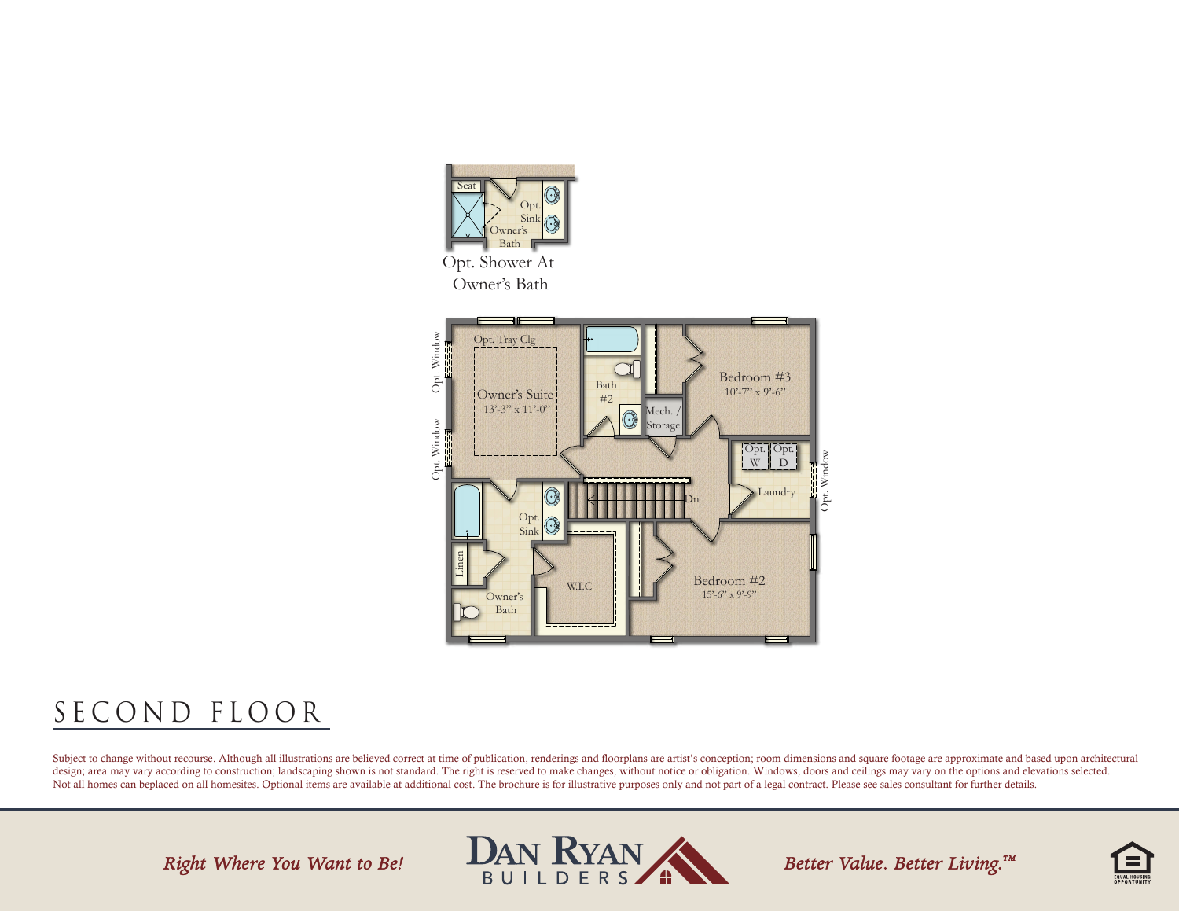Opt. Shower At Owner's Bath

Seat

Opt. Sink

Owner's Bath

Opt. Window

Opt. Tray Clg

Owner's Suite
13'-3" x 11'-0"

Bath #2

Mech. / Storage

Bedroom #3
10'-7" x 9'-6"

Opt. W

Opt. D

Laundry

Dn

Opt. Sink

Linen

Owner's Bath

W.I.C

Bedroom #2
15'-6" x 9'-9"

# SECOND FLOOR

Subject to change without recourse. Although all illustrations are believed correct at time of publication, renderings and floorplans are artist's conception; room dimensions and square footage are approximate and based upon architectural design; area may vary according to construction; landscaping shown is not standard. The right is reserved to make changes, without notice or obligation. Windows, doors and ceilings may vary on the options and elevations selected. Not all homes can beplaced on all homesites. Optional items are available at additional cost. The brochure is for illustrative purposes only and not part of a legal contract. Please see sales consultant for further details.

*Right Where You Want to Be!*

DAN RYAN BUILDERS

*Better Value. Better Living.™*

EQUAL HOUSING OPPORTUNITY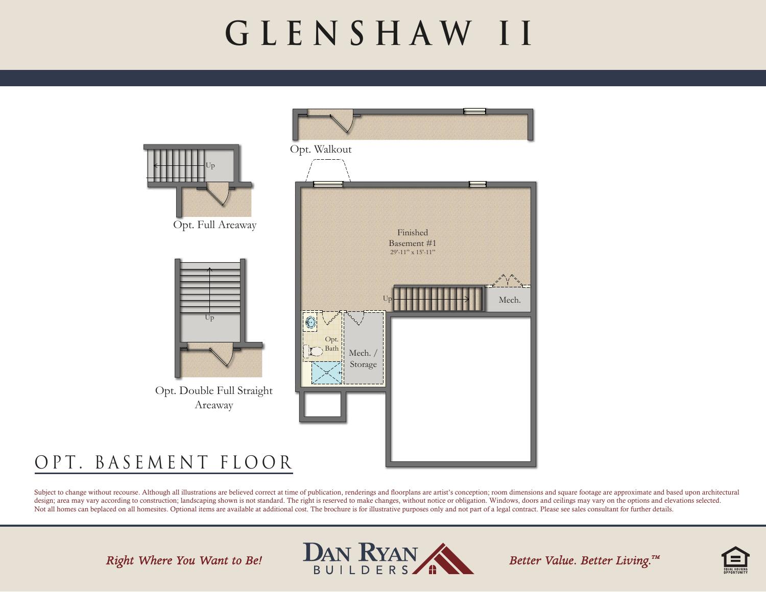# GLENSHAW II

Opt. Walkout

Opt. Full Areaway

Up

Finished Basement #1
29'-11" x 15'-11"

Up

Mech.

Opt. Double Full Straight Areaway

Up

Opt. Bath

Mech. / Storage

## OPT. BASEMENT FLOOR

Subject to change without recourse. Although all illustrations are believed correct at time of publication, renderings and floorplans are artist's conception; room dimensions and square footage are approximate and based upon architectural design; area may vary according to construction; landscaping shown is not standard. The right is reserved to make changes, without notice or obligation. Windows, doors and ceilings may vary on the options and elevations selected. Not all homes can beplaced on all homesites. Optional items are available at additional cost. The brochure is for illustrative purposes only and not part of a legal contract. Please see sales consultant for further details.

*Right Where You Want to Be!*

DAN RYAN BUILDERS

*Better Value. Better Living.™*

EQUAL HOUSING OPPORTUNITY